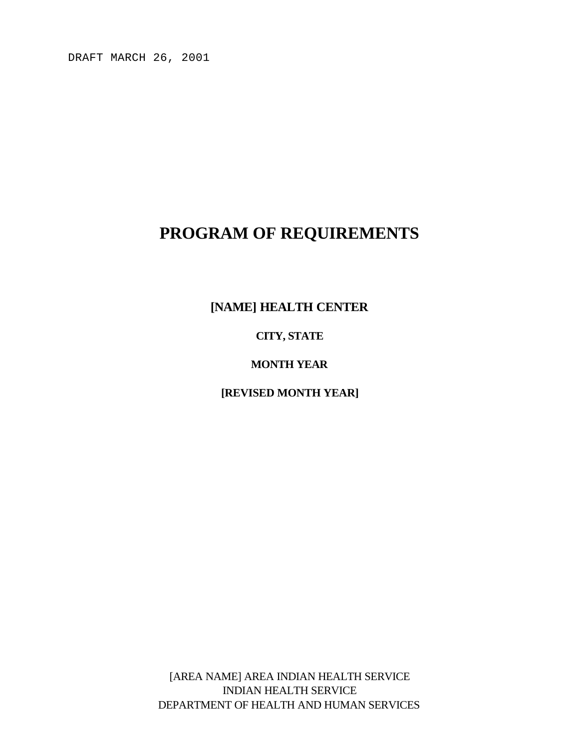DRAFT MARCH 26, 2001

# PROGRAM OF REQUIREMENTS

**[NAME] HEALTH CENTER**

**CITY, STATE**

**MONTH YEAR**

**[REVISED MONTH YEAR]**

[AREA NAME] AREA INDIAN HEALTH SERVICE
INDIAN HEALTH SERVICE
DEPARTMENT OF HEALTH AND HUMAN SERVICES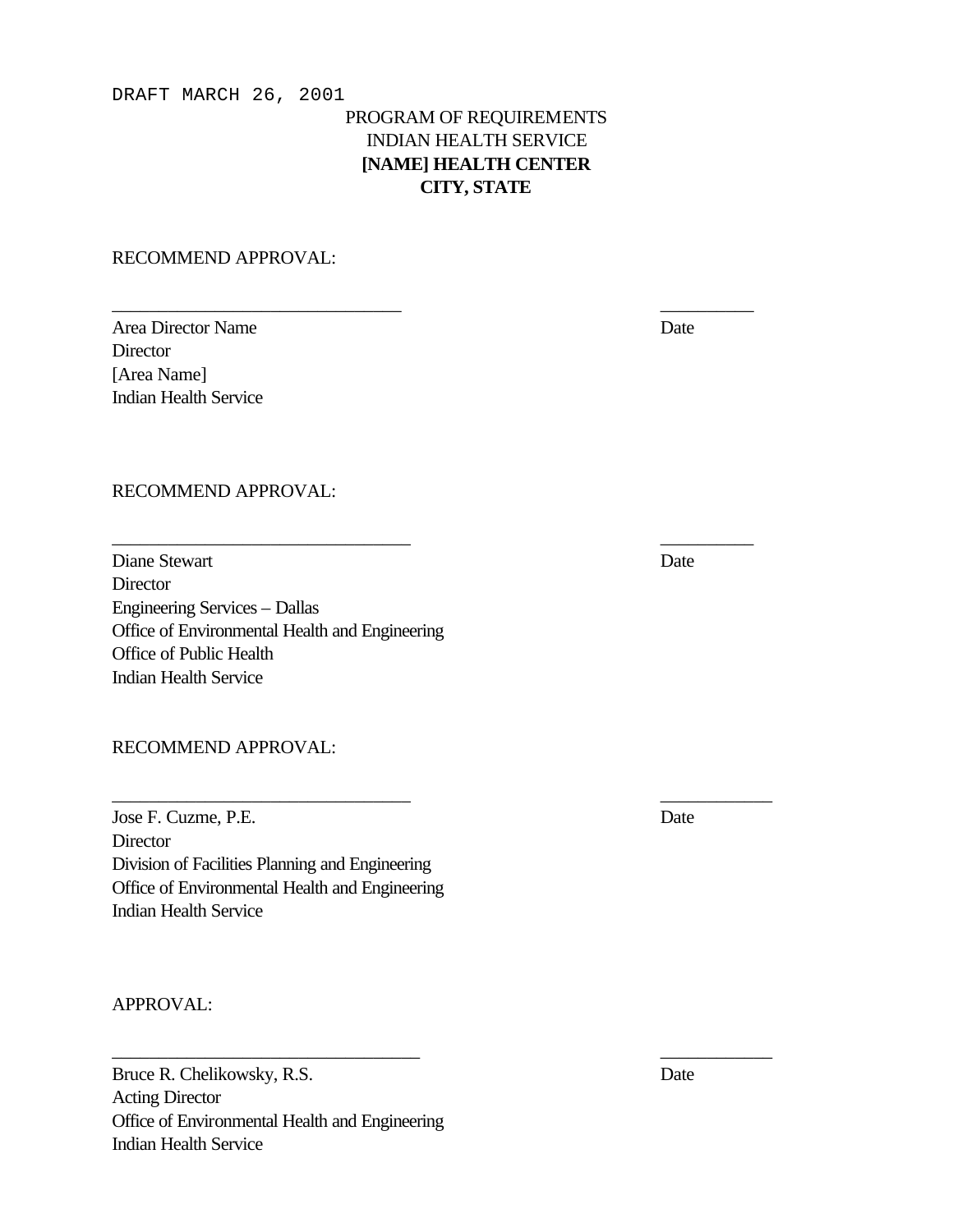DRAFT MARCH 26, 2001

PROGRAM OF REQUIREMENTS
INDIAN HEALTH SERVICE
**[NAME] HEALTH CENTER**
**CITY, STATE**

RECOMMEND APPROVAL:

_______________________________ __________

Area Director Name Date
Director
[Area Name]
Indian Health Service

RECOMMEND APPROVAL:

________________________________ __________

Diane Stewart Date
Director
Engineering Services – Dallas
Office of Environmental Health and Engineering
Office of Public Health
Indian Health Service

RECOMMEND APPROVAL:

________________________________ ____________

Jose F. Cuzme, P.E. Date
Director
Division of Facilities Planning and Engineering
Office of Environmental Health and Engineering
Indian Health Service

APPROVAL:

_________________________________ ____________

Bruce R. Chelikowsky, R.S. Date
Acting Director
Office of Environmental Health and Engineering
Indian Health Service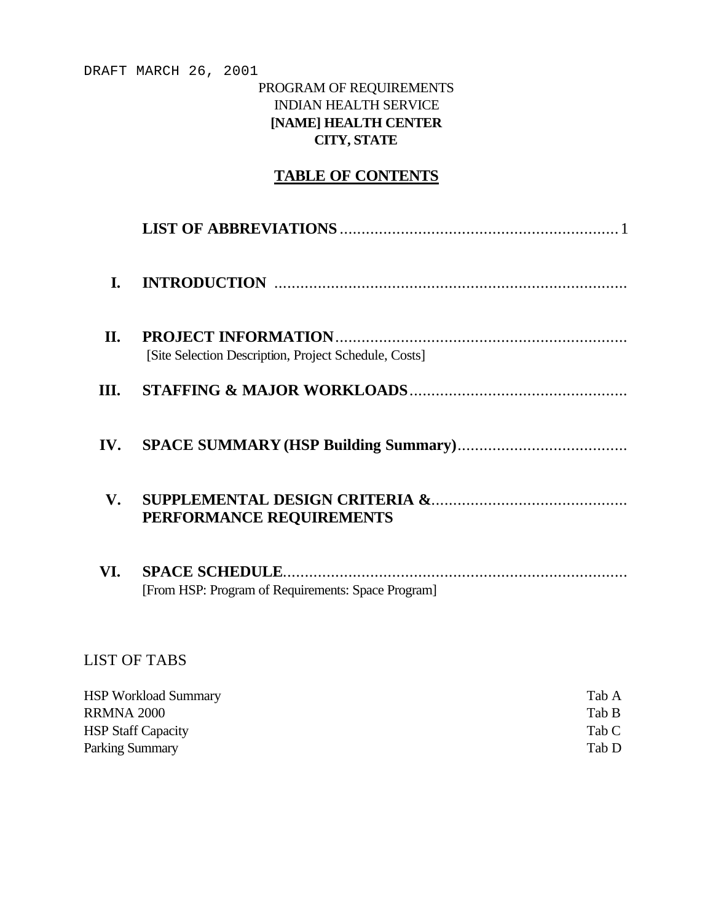DRAFT MARCH 26, 2001

PROGRAM OF REQUIREMENTS
INDIAN HEALTH SERVICE
**[NAME] HEALTH CENTER**
**CITY, STATE**

## TABLE OF CONTENTS

**LIST OF ABBREVIATIONS** ................................................................ 1

**I. INTRODUCTION** ................................................................................

**II. PROJECT INFORMATION** ....................................................................
[Site Selection Description, Project Schedule, Costs]

**III. STAFFING & MAJOR WORKLOADS** ..................................................

**IV. SPACE SUMMARY (HSP Building Summary)** .......................................

**V. SUPPLEMENTAL DESIGN CRITERIA & PERFORMANCE REQUIREMENTS** ............................................

**VI. SPACE SCHEDULE** ..............................................................................
[From HSP: Program of Requirements: Space Program]

LIST OF TABS

| | |
|---|---|
| HSP Workload Summary | Tab A |
| RRMNA 2000 | Tab B |
| HSP Staff Capacity | Tab C |
| Parking Summary | Tab D |